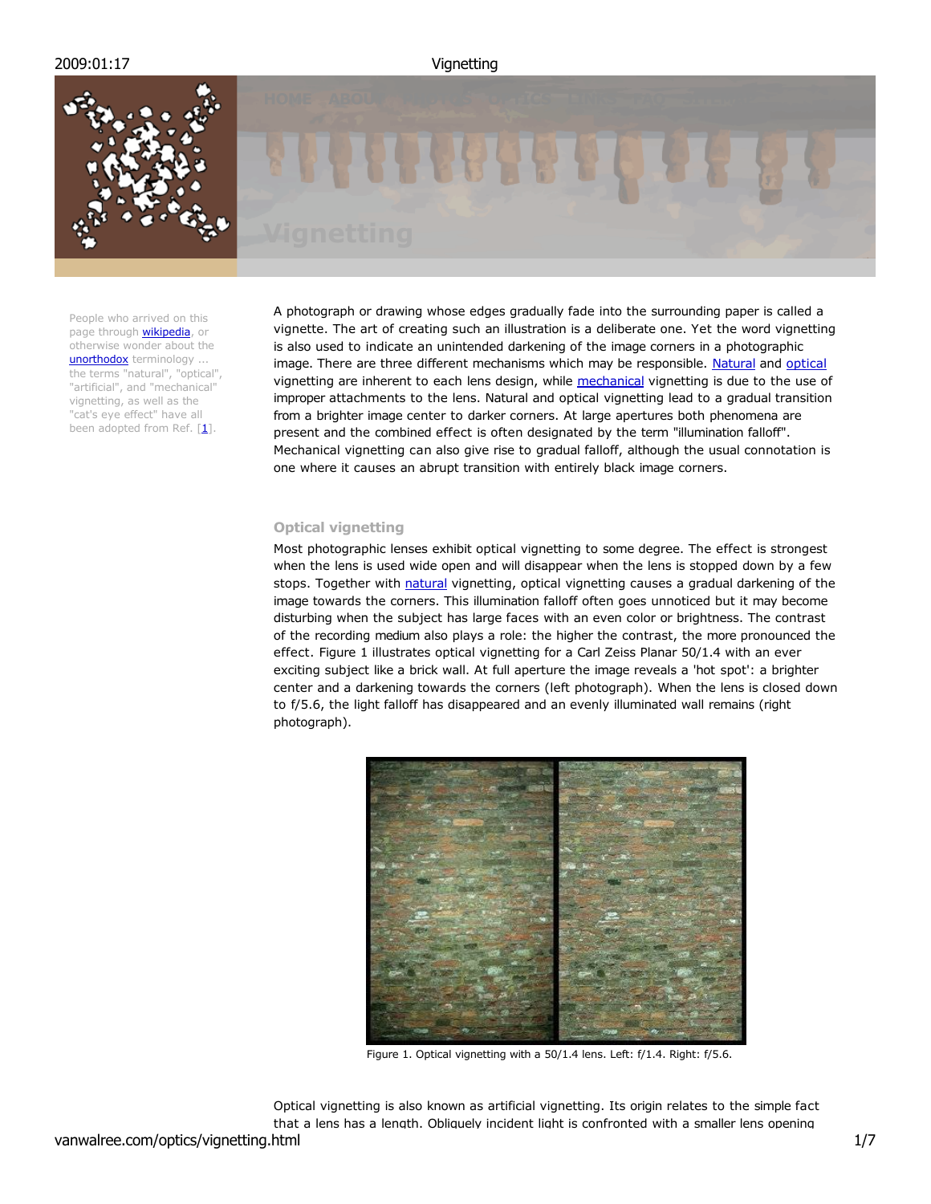# Vignetting

People who arrived on this page through wikipedia, or otherwise wonder about the unorthodox terminology ... the terms "natural", "optical", "artificial", and "mechanical" vignetting, as well as the "cat's eye effect" have all been adopted from Ref. [1].

A photograph or drawing whose edges gradually fade into the surrounding paper is called a vignette. The art of creating such an illustration is a deliberate one. Yet the word vignetting is also used to indicate an unintended darkening of the image corners in a photographic image. There are three different mechanisms which may be responsible. Natural and optical vignetting are inherent to each lens design, while mechanical vignetting is due to the use of improper attachments to the lens. Natural and optical vignetting lead to a gradual transition from a brighter image center to darker corners. At large apertures both phenomena are present and the combined effect is often designated by the term "illumination falloff". Mechanical vignetting can also give rise to gradual falloff, although the usual connotation is one where it causes an abrupt transition with entirely black image corners.

### Optical vignetting

Most photographic lenses exhibit optical vignetting to some degree. The effect is strongest when the lens is used wide open and will disappear when the lens is stopped down by a few stops. Together with natural vignetting, optical vignetting causes a gradual darkening of the image towards the corners. This illumination falloff often goes unnoticed but it may become disturbing when the subject has large faces with an even color or brightness. The contrast of the recording medium also plays a role: the higher the contrast, the more pronounced the effect. Figure 1 illustrates optical vignetting for a Carl Zeiss Planar 50/1.4 with an ever exciting subject like a brick wall. At full aperture the image reveals a 'hot spot': a brighter center and a darkening towards the corners (left photograph). When the lens is closed down to f/5.6, the light falloff has disappeared and an evenly illuminated wall remains (right photograph).

Figure 1. Optical vignetting with a 50/1.4 lens. Left: f/1.4. Right: f/5.6.

Optical vignetting is also known as artificial vignetting. Its origin relates to the simple fact that a lens has a length. Obliquely incident light is confronted with a smaller lens opening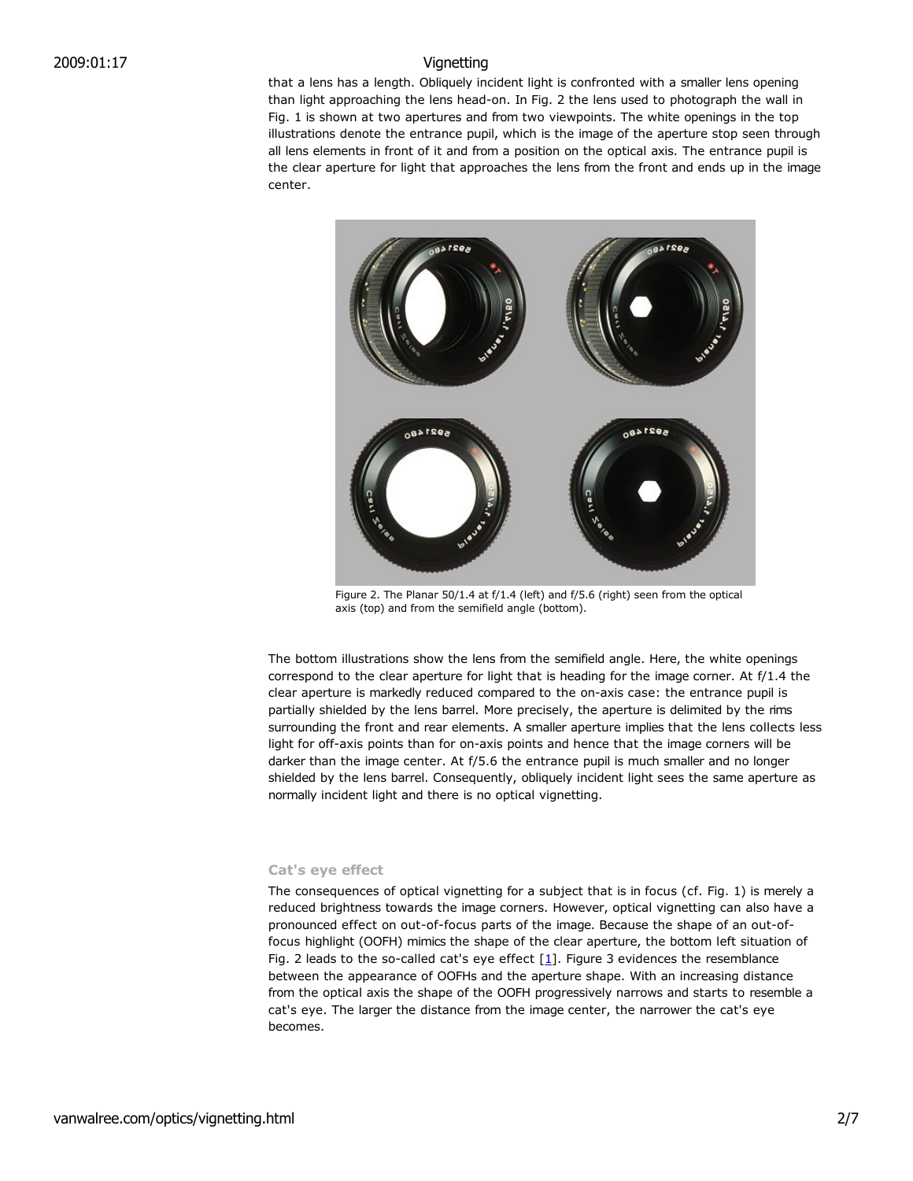that a lens has a length. Obliquely incident light is confronted with a smaller lens opening than light approaching the lens head-on. In Fig. 2 the lens used to photograph the wall in Fig. 1 is shown at two apertures and from two viewpoints. The white openings in the top illustrations denote the entrance pupil, which is the image of the aperture stop seen through all lens elements in front of it and from a position on the optical axis. The entrance pupil is the clear aperture for light that approaches the lens from the front and ends up in the image center.

Figure 2. The Planar 50/1.4 at f/1.4 (left) and f/5.6 (right) seen from the optical axis (top) and from the semifield angle (bottom).

The bottom illustrations show the lens from the semifield angle. Here, the white openings correspond to the clear aperture for light that is heading for the image corner. At f/1.4 the clear aperture is markedly reduced compared to the on-axis case: the entrance pupil is partially shielded by the lens barrel. More precisely, the aperture is delimited by the rims surrounding the front and rear elements. A smaller aperture implies that the lens collects less light for off-axis points than for on-axis points and hence that the image corners will be darker than the image center. At f/5.6 the entrance pupil is much smaller and no longer shielded by the lens barrel. Consequently, obliquely incident light sees the same aperture as normally incident light and there is no optical vignetting.

### Cat's eye effect

The consequences of optical vignetting for a subject that is in focus (cf. Fig. 1) is merely a reduced brightness towards the image corners. However, optical vignetting can also have a pronounced effect on out-of-focus parts of the image. Because the shape of an out-of-focus highlight (OOFH) mimics the shape of the clear aperture, the bottom left situation of Fig. 2 leads to the so-called cat's eye effect [1]. Figure 3 evidences the resemblance between the appearance of OOFHs and the aperture shape. With an increasing distance from the optical axis the shape of the OOFH progressively narrows and starts to resemble a cat's eye. The larger the distance from the image center, the narrower the cat's eye becomes.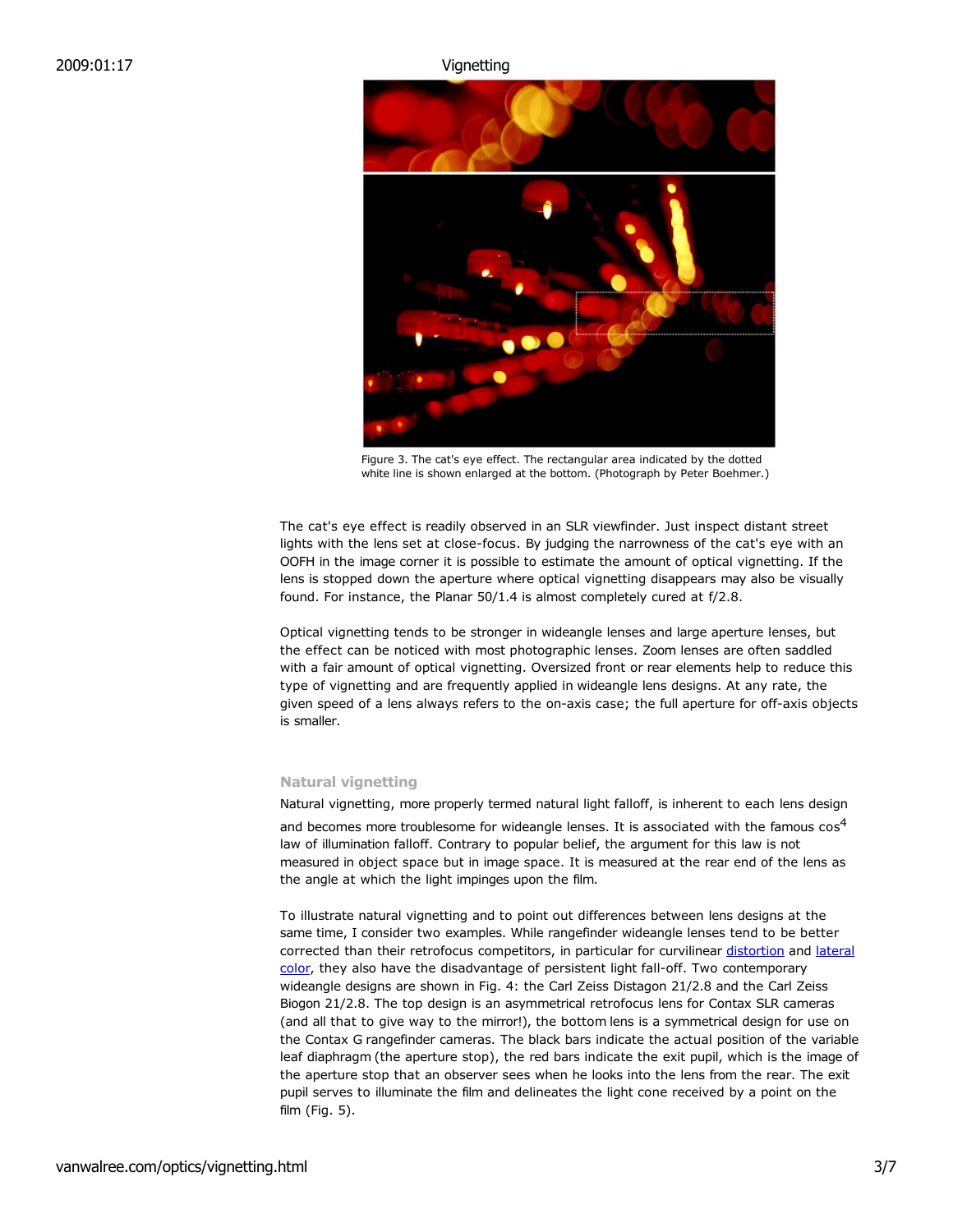Figure 3. The cat's eye effect. The rectangular area indicated by the dotted white line is shown enlarged at the bottom. (Photograph by Peter Boehmer.)

The cat's eye effect is readily observed in an SLR viewfinder. Just inspect distant street lights with the lens set at close-focus. By judging the narrowness of the cat's eye with an OOFH in the image corner it is possible to estimate the amount of optical vignetting. If the lens is stopped down the aperture where optical vignetting disappears may also be visually found. For instance, the Planar 50/1.4 is almost completely cured at f/2.8.

Optical vignetting tends to be stronger in wideangle lenses and large aperture lenses, but the effect can be noticed with most photographic lenses. Zoom lenses are often saddled with a fair amount of optical vignetting. Oversized front or rear elements help to reduce this type of vignetting and are frequently applied in wideangle lens designs. At any rate, the given speed of a lens always refers to the on-axis case; the full aperture for off-axis objects is smaller.

### Natural vignetting

Natural vignetting, more properly termed natural light falloff, is inherent to each lens design and becomes more troublesome for wideangle lenses. It is associated with the famous $\cos^4$ law of illumination falloff. Contrary to popular belief, the argument for this law is not measured in object space but in image space. It is measured at the rear end of the lens as the angle at which the light impinges upon the film.

To illustrate natural vignetting and to point out differences between lens designs at the same time, I consider two examples. While rangefinder wideangle lenses tend to be better corrected than their retrofocus competitors, in particular for curvilinear distortion and lateral color, they also have the disadvantage of persistent light fall-off. Two contemporary wideangle designs are shown in Fig. 4: the Carl Zeiss Distagon 21/2.8 and the Carl Zeiss Biogon 21/2.8. The top design is an asymmetrical retrofocus lens for Contax SLR cameras (and all that to give way to the mirror!), the bottom lens is a symmetrical design for use on the Contax G rangefinder cameras. The black bars indicate the actual position of the variable leaf diaphragm (the aperture stop), the red bars indicate the exit pupil, which is the image of the aperture stop that an observer sees when he looks into the lens from the rear. The exit pupil serves to illuminate the film and delineates the light cone received by a point on the film (Fig. 5).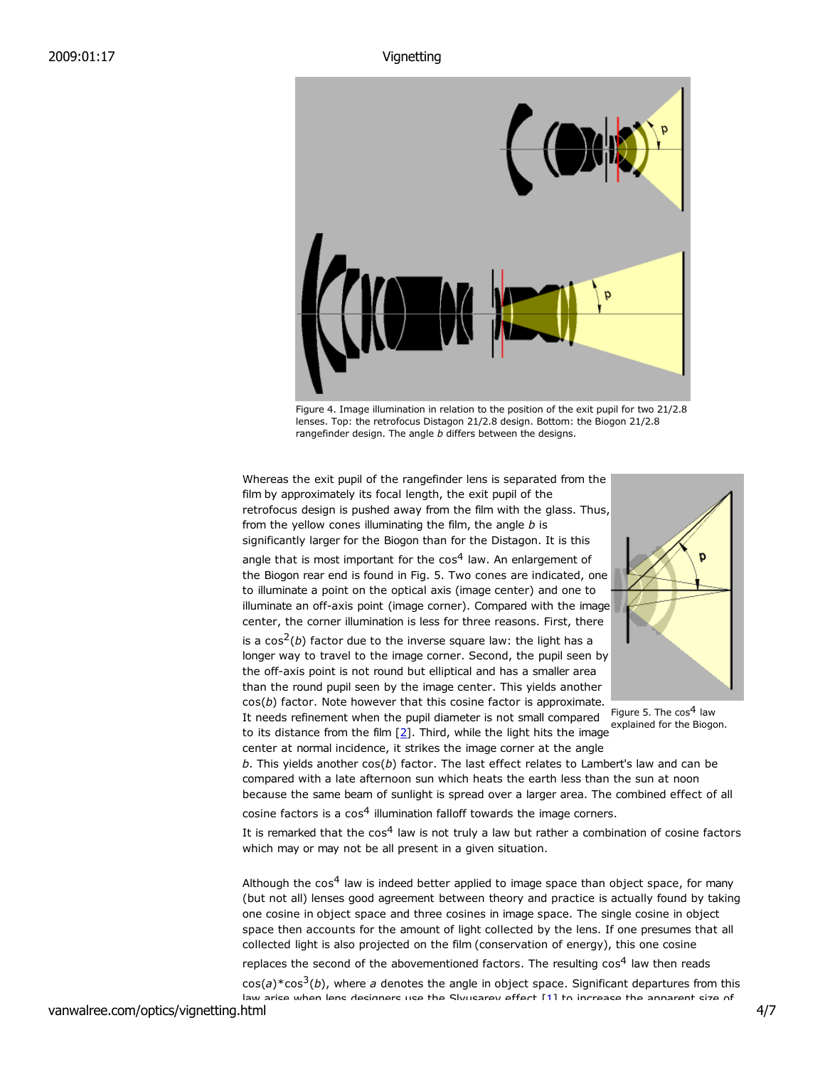Figure 4. Image illumination in relation to the position of the exit pupil for two 21/2.8 lenses. Top: the retrofocus Distagon 21/2.8 design. Bottom: the Biogon 21/2.8 rangefinder design. The angle *b* differs between the designs.

Whereas the exit pupil of the rangefinder lens is separated from the film by approximately its focal length, the exit pupil of the retrofocus design is pushed away from the film with the glass. Thus, from the yellow cones illuminating the film, the angle *b* is significantly larger for the Biogon than for the Distagon. It is this angle that is most important for the $\cos^4$ law. An enlargement of the Biogon rear end is found in Fig. 5. Two cones are indicated, one to illuminate a point on the optical axis (image center) and one to illuminate an off-axis point (image corner). Compared with the image center, the corner illumination is less for three reasons. First, there is a $\cos^2(b)$ factor due to the inverse square law: the light has a longer way to travel to the image corner. Second, the pupil seen by the off-axis point is not round but elliptical and has a smaller area than the round pupil seen by the image center. This yields another $\cos(b)$ factor. Note however that this cosine factor is approximate. It needs refinement when the pupil diameter is not small compared to its distance from the film [2]. Third, while the light hits the image center at normal incidence, it strikes the image corner at the angle *b*. This yields another $\cos(b)$ factor. The last effect relates to Lambert's law and can be compared with a late afternoon sun which heats the earth less than the sun at noon because the same beam of sunlight is spread over a larger area. The combined effect of all cosine factors is a $\cos^4$ illumination falloff towards the image corners.

Figure 5. The $\cos^4$ law explained for the Biogon.

It is remarked that the $\cos^4$ law is not truly a law but rather a combination of cosine factors which may or may not be all present in a given situation.

Although the $\cos^4$ law is indeed better applied to image space than object space, for many (but not all) lenses good agreement between theory and practice is actually found by taking one cosine in object space and three cosines in image space. The single cosine in object space then accounts for the amount of light collected by the lens. If one presumes that all collected light is also projected on the film (conservation of energy), this one cosine replaces the second of the abovementioned factors. The resulting $\cos^4$ law then reads $\cos(a)*\cos^3(b)$, where *a* denotes the angle in object space. Significant departures from this law arise when lens designers use the Slyusarev effect [1] to increase the apparent size of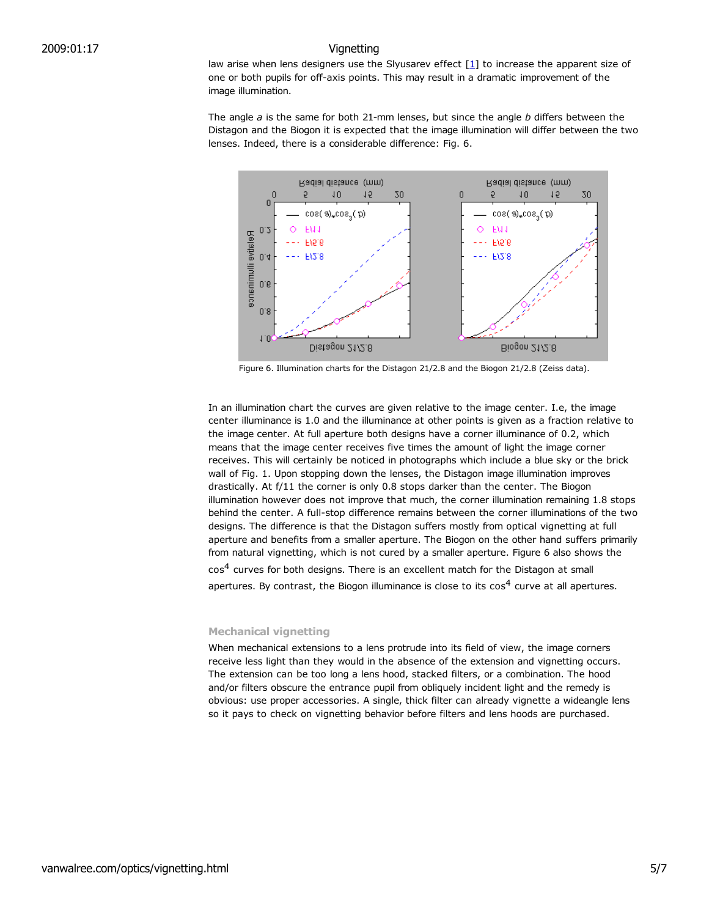law arise when lens designers use the Slyusarev effect [1] to increase the apparent size of one or both pupils for off-axis points. This may result in a dramatic improvement of the image illumination.

The angle *a* is the same for both 21-mm lenses, but since the angle *b* differs between the Distagon and the Biogon it is expected that the image illumination will differ between the two lenses. Indeed, there is a considerable difference: Fig. 6.

Figure 6. Illumination charts for the Distagon 21/2.8 and the Biogon 21/2.8 (Zeiss data).

In an illumination chart the curves are given relative to the image center. I.e, the image center illuminance is 1.0 and the illuminance at other points is given as a fraction relative to the image center. At full aperture both designs have a corner illuminance of 0.2, which means that the image center receives five times the amount of light the image corner receives. This will certainly be noticed in photographs which include a blue sky or the brick wall of Fig. 1. Upon stopping down the lenses, the Distagon image illumination improves drastically. At f/11 the corner is only 0.8 stops darker than the center. The Biogon illumination however does not improve that much, the corner illumination remaining 1.8 stops behind the center. A full-stop difference remains between the corner illuminations of the two designs. The difference is that the Distagon suffers mostly from optical vignetting at full aperture and benefits from a smaller aperture. The Biogon on the other hand suffers primarily from natural vignetting, which is not cured by a smaller aperture. Figure 6 also shows the $\cos^4$ curves for both designs. There is an excellent match for the Distagon at small apertures. By contrast, the Biogon illuminance is close to its $\cos^4$ curve at all apertures.

### Mechanical vignetting

When mechanical extensions to a lens protrude into its field of view, the image corners receive less light than they would in the absence of the extension and vignetting occurs. The extension can be too long a lens hood, stacked filters, or a combination. The hood and/or filters obscure the entrance pupil from obliquely incident light and the remedy is obvious: use proper accessories. A single, thick filter can already vignette a wideangle lens so it pays to check on vignetting behavior before filters and lens hoods are purchased.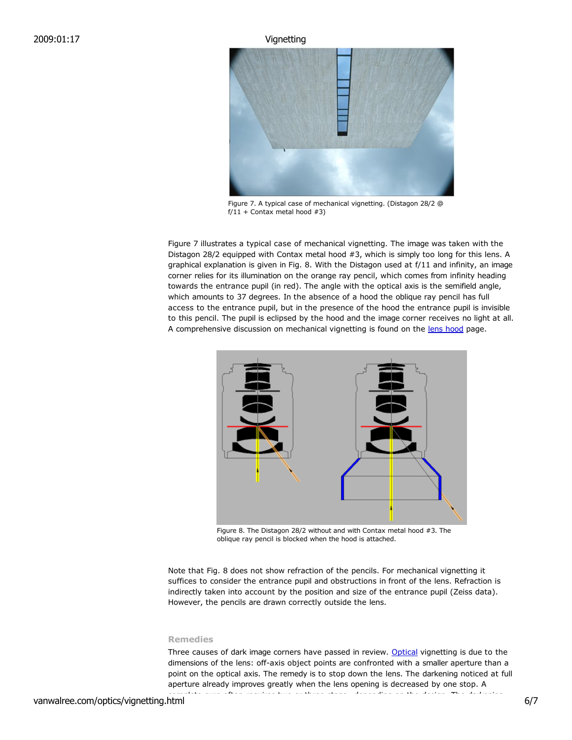Figure 7. A typical case of mechanical vignetting. (Distagon 28/2 @ f/11 + Contax metal hood #3)

Figure 7 illustrates a typical case of mechanical vignetting. The image was taken with the Distagon 28/2 equipped with Contax metal hood #3, which is simply too long for this lens. A graphical explanation is given in Fig. 8. With the Distagon used at f/11 and infinity, an image corner relies for its illumination on the orange ray pencil, which comes from infinity heading towards the entrance pupil (in red). The angle with the optical axis is the semifield angle, which amounts to 37 degrees. In the absence of a hood the oblique ray pencil has full access to the entrance pupil, but in the presence of the hood the entrance pupil is invisible to this pencil. The pupil is eclipsed by the hood and the image corner receives no light at all. A comprehensive discussion on mechanical vignetting is found on the lens hood page.

Figure 8. The Distagon 28/2 without and with Contax metal hood #3. The oblique ray pencil is blocked when the hood is attached.

Note that Fig. 8 does not show refraction of the pencils. For mechanical vignetting it suffices to consider the entrance pupil and obstructions in front of the lens. Refraction is indirectly taken into account by the position and size of the entrance pupil (Zeiss data). However, the pencils are drawn correctly outside the lens.

### Remedies

Three causes of dark image corners have passed in review. Optical vignetting is due to the dimensions of the lens: off-axis object points are confronted with a smaller aperture than a point on the optical axis. The remedy is to stop down the lens. The darkening noticed at full aperture already improves greatly when the lens opening is decreased by one stop. A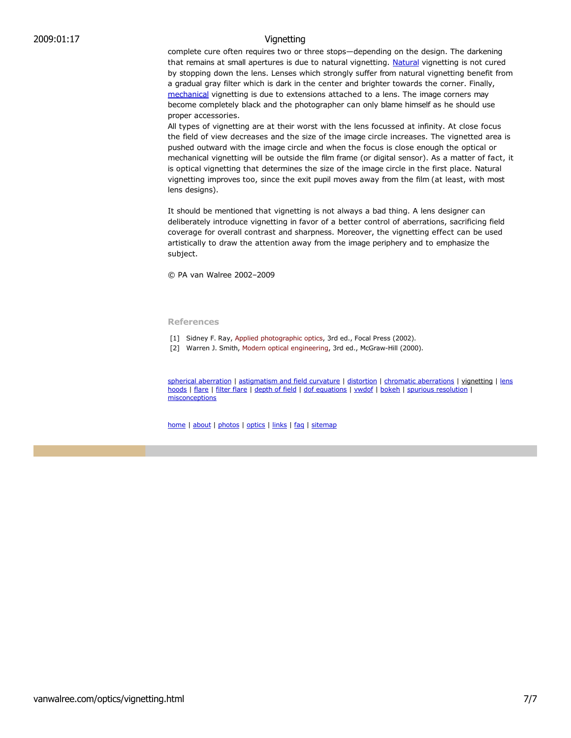complete cure often requires two or three stops—depending on the design. The darkening that remains at small apertures is due to natural vignetting. Natural vignetting is not cured by stopping down the lens. Lenses which strongly suffer from natural vignetting benefit from a gradual gray filter which is dark in the center and brighter towards the corner. Finally, mechanical vignetting is due to extensions attached to a lens. The image corners may become completely black and the photographer can only blame himself as he should use proper accessories.
All types of vignetting are at their worst with the lens focussed at infinity. At close focus the field of view decreases and the size of the image circle increases. The vignetted area is pushed outward with the image circle and when the focus is close enough the optical or mechanical vignetting will be outside the film frame (or digital sensor). As a matter of fact, it is optical vignetting that determines the size of the image circle in the first place. Natural vignetting improves too, since the exit pupil moves away from the film (at least, with most lens designs).

It should be mentioned that vignetting is not always a bad thing. A lens designer can deliberately introduce vignetting in favor of a better control of aberrations, sacrificing field coverage for overall contrast and sharpness. Moreover, the vignetting effect can be used artistically to draw the attention away from the image periphery and to emphasize the subject.

© PA van Walree 2002–2009

## References

[1] Sidney F. Ray, Applied photographic optics, 3rd ed., Focal Press (2002).

[2] Warren J. Smith, Modern optical engineering, 3rd ed., McGraw-Hill (2000).

spherical aberration | astigmatism and field curvature | distortion | chromatic aberrations | vignetting | lens hoods | flare | filter flare | depth of field | dof equations | vwdof | bokeh | spurious resolution | misconceptions

home | about | photos | optics | links | faq | sitemap